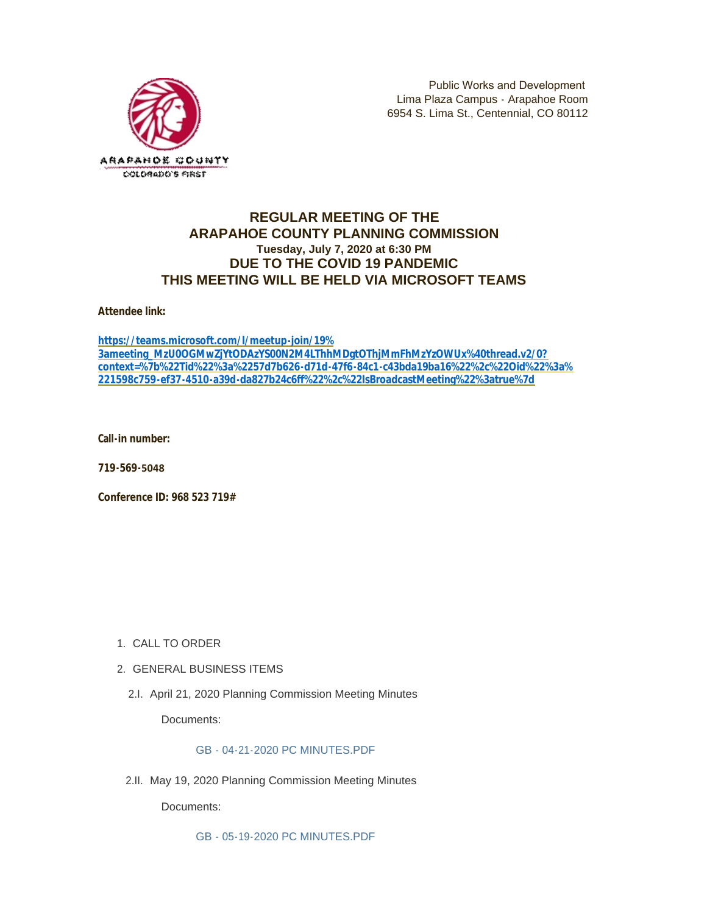ARAPAHOE COUNTY
COLORADO'S FIRST

Public Works and Development
Lima Plaza Campus - Arapahoe Room
6954 S. Lima St., Centennial, CO 80112

# REGULAR MEETING OF THE ARAPAHOE COUNTY PLANNING COMMISSION

**Tuesday, July 7, 2020 at 6:30 PM**

## DUE TO THE COVID 19 PANDEMIC THIS MEETING WILL BE HELD VIA MICROSOFT TEAMS

**Attendee link:**

**https://teams.microsoft.com/l/meetup-join/19%3ameeting_MzU0OGMwZjYtODAzYS00N2M4LThhMDgtOThjMmFhMzYzOWUx%40thread.v2/0?context=%7b%22Tid%22%3a%2257d7b626-d71d-47f6-84c1-c43bda19ba16%22%2c%22Oid%22%3a%221598c759-ef37-4510-a39d-da827b24c6ff%22%2c%22IsBroadcastMeeting%22%3atrue%7d**

**Call-in number:**

**719-569-5048**

**Conference ID: 968 523 719#**

1. CALL TO ORDER

2. GENERAL BUSINESS ITEMS

   2.I. April 21, 2020 Planning Commission Meeting Minutes

   Documents:

   GB - 04-21-2020 PC MINUTES.PDF

   2.II. May 19, 2020 Planning Commission Meeting Minutes

   Documents:

   GB - 05-19-2020 PC MINUTES.PDF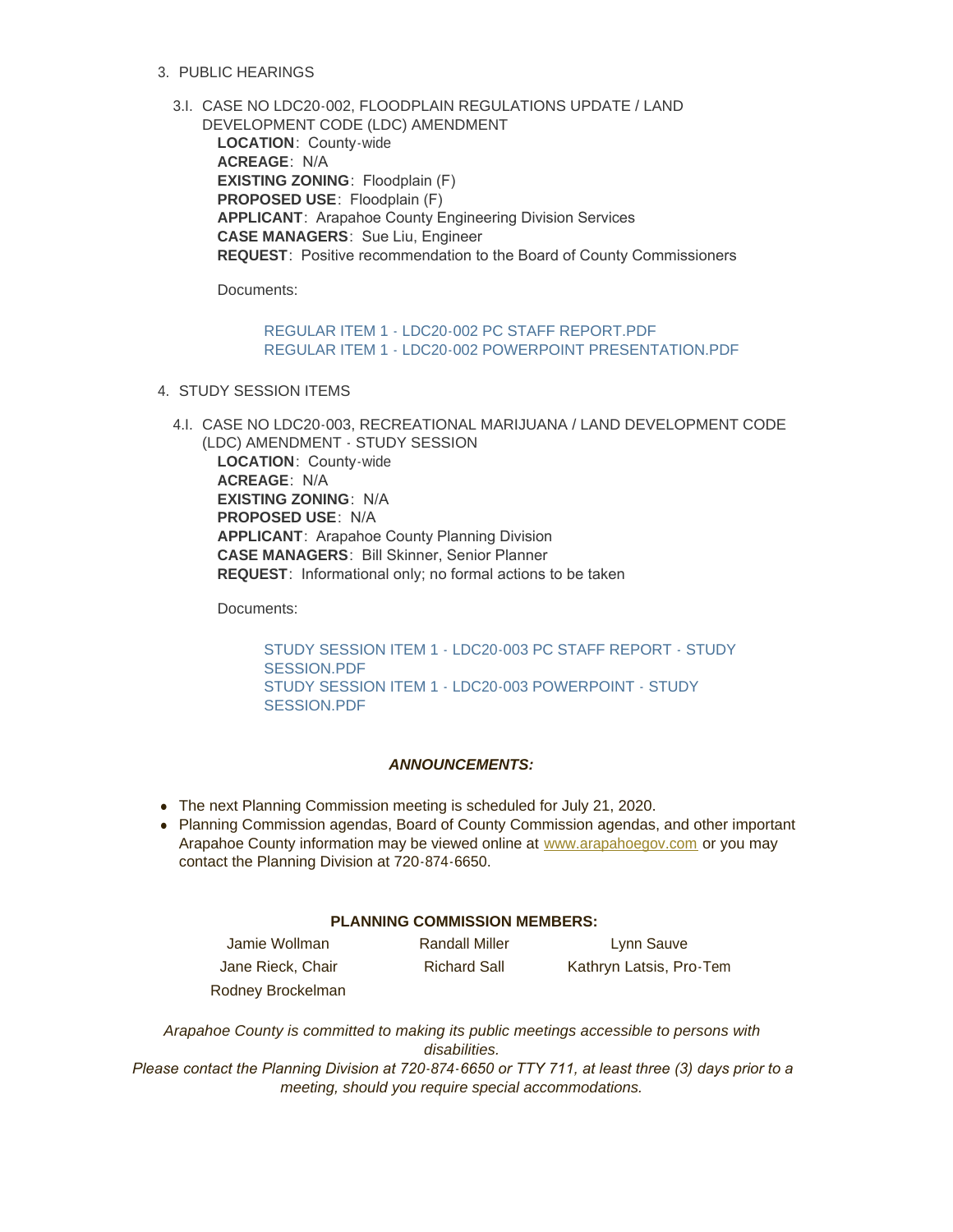3. PUBLIC HEARINGS

   3.I. CASE NO LDC20-002, FLOODPLAIN REGULATIONS UPDATE / LAND DEVELOPMENT CODE (LDC) AMENDMENT

   **LOCATION**: County-wide
   **ACREAGE**: N/A
   **EXISTING ZONING**: Floodplain (F)
   **PROPOSED USE**: Floodplain (F)
   **APPLICANT**: Arapahoe County Engineering Division Services
   **CASE MANAGERS**: Sue Liu, Engineer
   **REQUEST**: Positive recommendation to the Board of County Commissioners

   Documents:

   REGULAR ITEM 1 - LDC20-002 PC STAFF REPORT.PDF
   REGULAR ITEM 1 - LDC20-002 POWERPOINT PRESENTATION.PDF

4. STUDY SESSION ITEMS

   4.I. CASE NO LDC20-003, RECREATIONAL MARIJUANA / LAND DEVELOPMENT CODE (LDC) AMENDMENT - STUDY SESSION

   **LOCATION**: County-wide
   **ACREAGE**: N/A
   **EXISTING ZONING**: N/A
   **PROPOSED USE**: N/A
   **APPLICANT**: Arapahoe County Planning Division
   **CASE MANAGERS**: Bill Skinner, Senior Planner
   **REQUEST**: Informational only; no formal actions to be taken

   Documents:

   STUDY SESSION ITEM 1 - LDC20-003 PC STAFF REPORT - STUDY SESSION.PDF
   STUDY SESSION ITEM 1 - LDC20-003 POWERPOINT - STUDY SESSION.PDF

***ANNOUNCEMENTS:***

- The next Planning Commission meeting is scheduled for July 21, 2020.
- Planning Commission agendas, Board of County Commission agendas, and other important Arapahoe County information may be viewed online at www.arapahoegov.com or you may contact the Planning Division at 720-874-6650.

**PLANNING COMMISSION MEMBERS:**

| | | |
|---|---|---|
| Jamie Wollman | Randall Miller | Lynn Sauve |
| Jane Rieck, Chair | Richard Sall | Kathryn Latsis, Pro-Tem |
| Rodney Brockelman | | |

*Arapahoe County is committed to making its public meetings accessible to persons with disabilities.*
*Please contact the Planning Division at 720-874-6650 or TTY 711, at least three (3) days prior to a meeting, should you require special accommodations.*